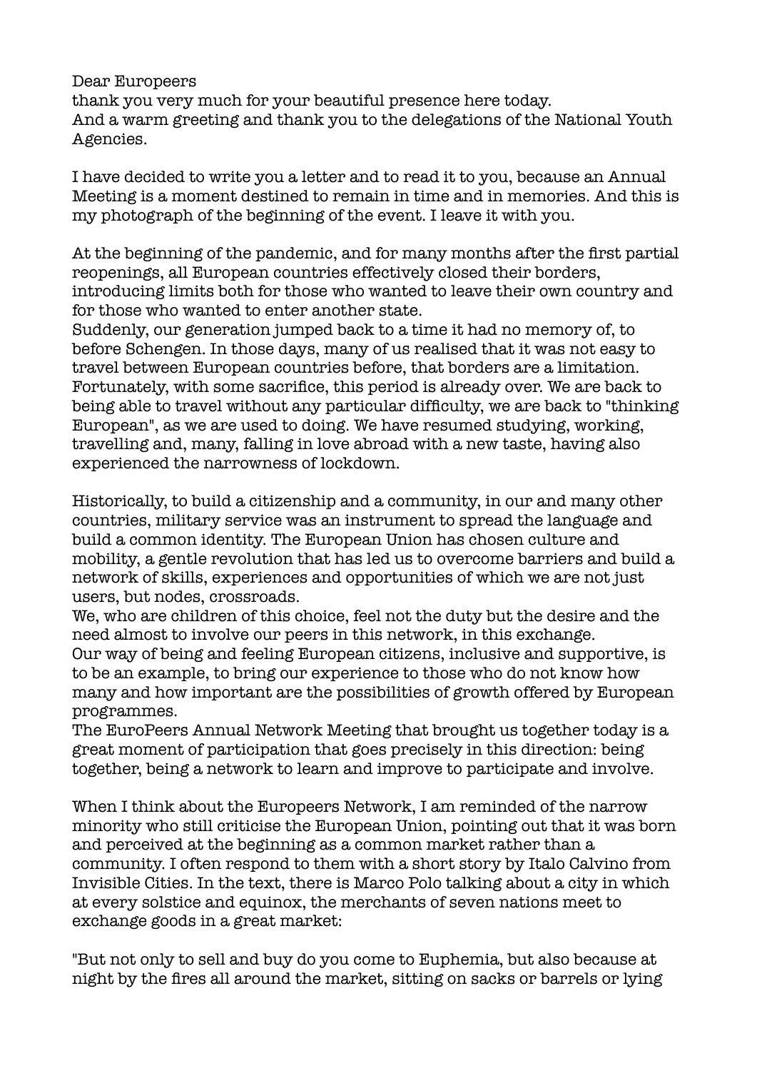Dear Europeers
thank you very much for your beautiful presence here today.
And a warm greeting and thank you to the delegations of the National Youth Agencies.

I have decided to write you a letter and to read it to you, because an Annual Meeting is a moment destined to remain in time and in memories. And this is my photograph of the beginning of the event. I leave it with you.

At the beginning of the pandemic, and for many months after the first partial reopenings, all European countries effectively closed their borders, introducing limits both for those who wanted to leave their own country and for those who wanted to enter another state.
Suddenly, our generation jumped back to a time it had no memory of, to before Schengen. In those days, many of us realised that it was not easy to travel between European countries before, that borders are a limitation. Fortunately, with some sacrifice, this period is already over. We are back to being able to travel without any particular difficulty, we are back to "thinking European", as we are used to doing. We have resumed studying, working, travelling and, many, falling in love abroad with a new taste, having also experienced the narrowness of lockdown.

Historically, to build a citizenship and a community, in our and many other countries, military service was an instrument to spread the language and build a common identity. The European Union has chosen culture and mobility, a gentle revolution that has led us to overcome barriers and build a network of skills, experiences and opportunities of which we are not just users, but nodes, crossroads.
We, who are children of this choice, feel not the duty but the desire and the need almost to involve our peers in this network, in this exchange.
Our way of being and feeling European citizens, inclusive and supportive, is to be an example, to bring our experience to those who do not know how many and how important are the possibilities of growth offered by European programmes.
The EuroPeers Annual Network Meeting that brought us together today is a great moment of participation that goes precisely in this direction: being together, being a network to learn and improve to participate and involve.

When I think about the Europeers Network, I am reminded of the narrow minority who still criticise the European Union, pointing out that it was born and perceived at the beginning as a common market rather than a community. I often respond to them with a short story by Italo Calvino from Invisible Cities. In the text, there is Marco Polo talking about a city in which at every solstice and equinox, the merchants of seven nations meet to exchange goods in a great market:

"But not only to sell and buy do you come to Euphemia, but also because at night by the fires all around the market, sitting on sacks or barrels or lying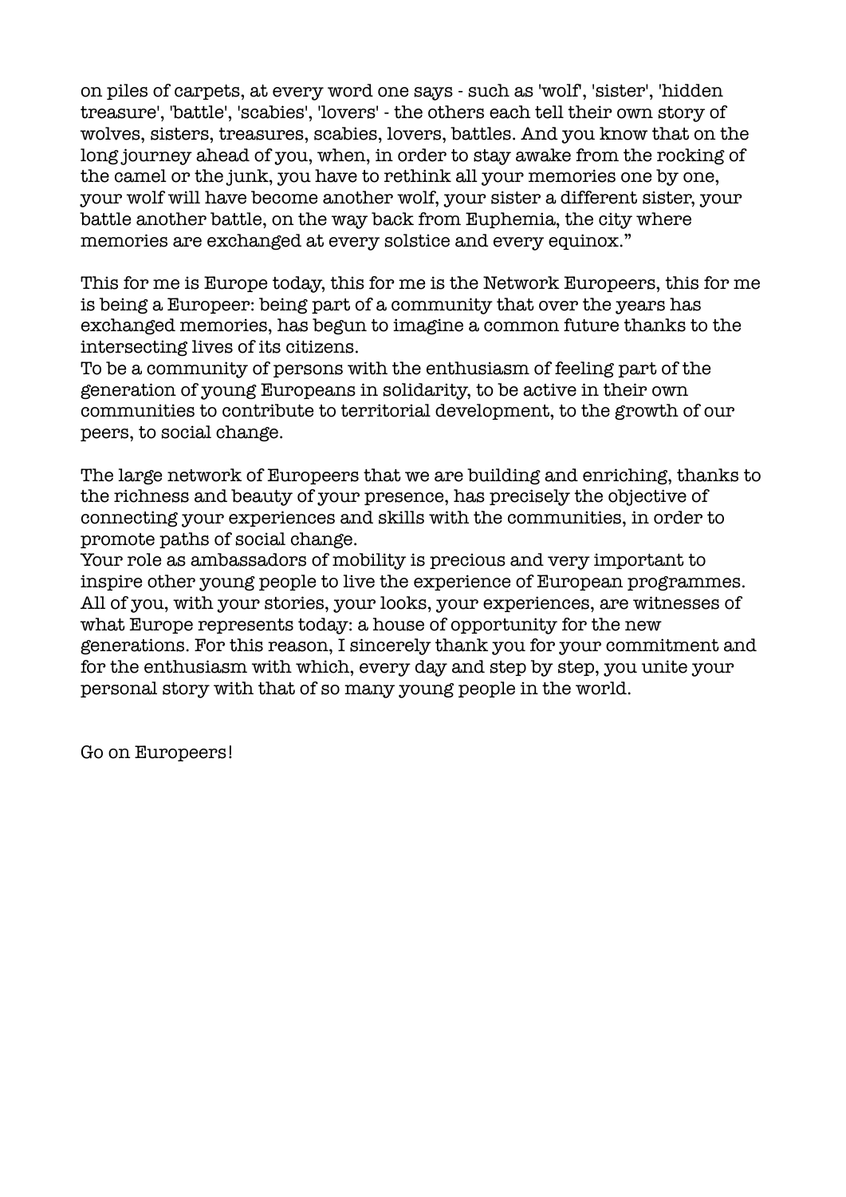on piles of carpets, at every word one says - such as 'wolf', 'sister', 'hidden treasure', 'battle', 'scabies', 'lovers' - the others each tell their own story of wolves, sisters, treasures, scabies, lovers, battles. And you know that on the long journey ahead of you, when, in order to stay awake from the rocking of the camel or the junk, you have to rethink all your memories one by one, your wolf will have become another wolf, your sister a different sister, your battle another battle, on the way back from Euphemia, the city where memories are exchanged at every solstice and every equinox."

This for me is Europe today, this for me is the Network Europeers, this for me is being a Europeer: being part of a community that over the years has exchanged memories, has begun to imagine a common future thanks to the intersecting lives of its citizens.
To be a community of persons with the enthusiasm of feeling part of the generation of young Europeans in solidarity, to be active in their own communities to contribute to territorial development, to the growth of our peers, to social change.

The large network of Europeers that we are building and enriching, thanks to the richness and beauty of your presence, has precisely the objective of connecting your experiences and skills with the communities, in order to promote paths of social change.
Your role as ambassadors of mobility is precious and very important to inspire other young people to live the experience of European programmes. All of you, with your stories, your looks, your experiences, are witnesses of what Europe represents today: a house of opportunity for the new generations. For this reason, I sincerely thank you for your commitment and for the enthusiasm with which, every day and step by step, you unite your personal story with that of so many young people in the world.

Go on Europeers!